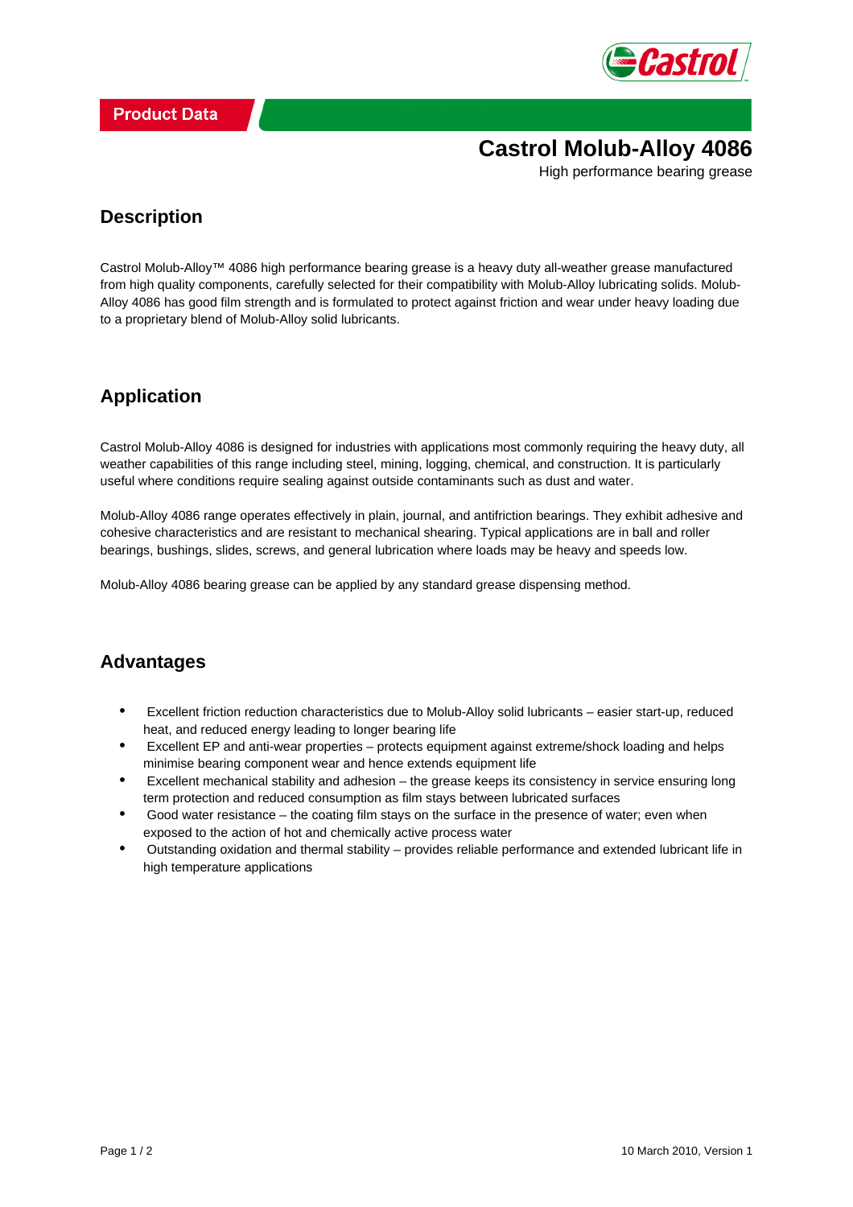Product Data

# Castrol Molub-Alloy 4086

High performance bearing grease

## Description

Castrol Molub-Alloy™ 4086 high performance bearing grease is a heavy duty all-weather grease manufactured from high quality components, carefully selected for their compatibility with Molub-Alloy lubricating solids. Molub-Alloy 4086 has good film strength and is formulated to protect against friction and wear under heavy loading due to a proprietary blend of Molub-Alloy solid lubricants.

## Application

Castrol Molub-Alloy 4086 is designed for industries with applications most commonly requiring the heavy duty, all weather capabilities of this range including steel, mining, logging, chemical, and construction. It is particularly useful where conditions require sealing against outside contaminants such as dust and water.

Molub-Alloy 4086 range operates effectively in plain, journal, and antifriction bearings. They exhibit adhesive and cohesive characteristics and are resistant to mechanical shearing. Typical applications are in ball and roller bearings, bushings, slides, screws, and general lubrication where loads may be heavy and speeds low.

Molub-Alloy 4086 bearing grease can be applied by any standard grease dispensing method.

## Advantages

- Excellent friction reduction characteristics due to Molub-Alloy solid lubricants – easier start-up, reduced heat, and reduced energy leading to longer bearing life
- Excellent EP and anti-wear properties – protects equipment against extreme/shock loading and helps minimise bearing component wear and hence extends equipment life
- Excellent mechanical stability and adhesion – the grease keeps its consistency in service ensuring long term protection and reduced consumption as film stays between lubricated surfaces
- Good water resistance – the coating film stays on the surface in the presence of water; even when exposed to the action of hot and chemically active process water
- Outstanding oxidation and thermal stability – provides reliable performance and extended lubricant life in high temperature applications

10 March 2010, Version 1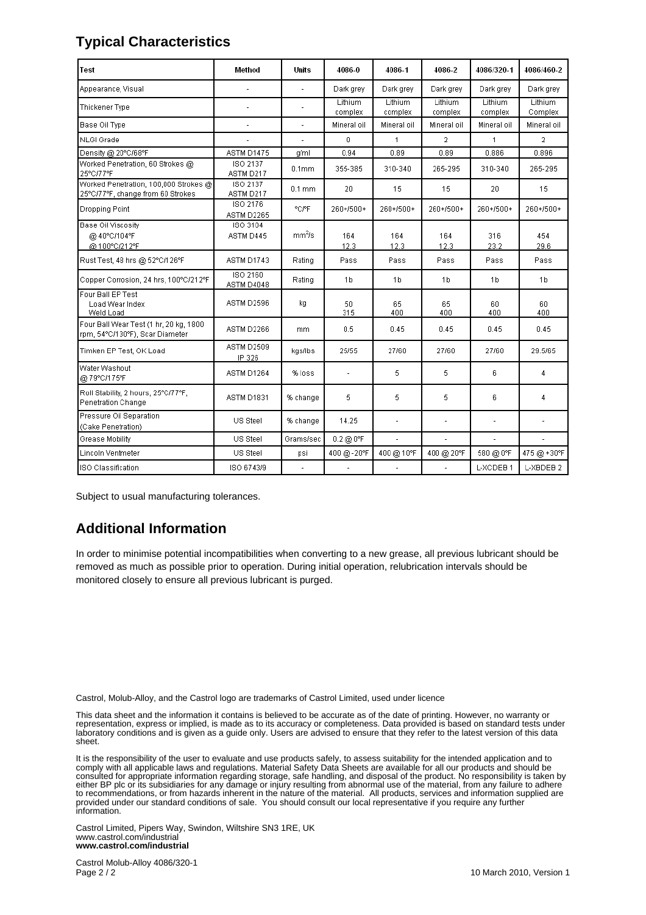## Typical Characteristics

| Test | Method | Units | 4086-0 | 4086-1 | 4086-2 | 4086/320-1 | 4086/460-2 |
|---|---|---|---|---|---|---|---|
| Appearance, Visual | - | - | Dark grey | Dark grey | Dark grey | Dark grey | Dark grey |
| Thickener Type | - | - | Lithium complex | Lithium complex | Lithium complex | Lithium complex | Lithium Complex |
| Base Oil Type | - | - | Mineral oil | Mineral oil | Mineral oil | Mineral oil | Mineral oil |
| NLGI Grade | - | - | 0 | 1 | 2 | 1 | 2 |
| Density @ 20°C/68°F | ASTM D1475 | g/ml | 0.94 | 0.89 | 0.89 | 0.886 | 0.896 |
| Worked Penetration, 60 Strokes @ 25°C/77°F | ISO 2137 ASTM D217 | 0.1mm | 355-385 | 310-340 | 265-295 | 310-340 | 265-295 |
| Worked Penetration, 100,000 Strokes @ 25°C/77°F, change from 60 Strokes | ISO 2137 ASTM D217 | 0.1 mm | 20 | 15 | 15 | 20 | 15 |
| Dropping Point | ISO 2176 ASTM D2265 | °C/°F | 260+/500+ | 260+/500+ | 260+/500+ | 260+/500+ | 260+/500+ |
| Base Oil Viscosity<br>@ 40°C/104°F<br>@ 100°C/212°F | ISO 3104 ASTM D445 | $mm^2/s$ | 164<br>12.3 | 164<br>12.3 | 164<br>12.3 | 316<br>23.2 | 454<br>29.6 |
| Rust Test, 48 hrs @ 52°C/126°F | ASTM D1743 | Rating | Pass | Pass | Pass | Pass | Pass |
| Copper Corrosion, 24 hrs, 100°C/212°F | ISO 2160 ASTM D4048 | Rating | 1b | 1b | 1b | 1b | 1b |
| Four Ball EP Test<br>Load Wear Index<br>Weld Load | ASTM D2596 | kg | 50<br>315 | 65<br>400 | 65<br>400 | 60<br>400 | 60<br>400 |
| Four Ball Wear Test (1 hr, 20 kg, 1800 rpm, 54°C/130°F), Scar Diameter | ASTM D2266 | mm | 0.5 | 0.45 | 0.45 | 0.45 | 0.45 |
| Timken EP Test, OK Load | ASTM D2509 IP 326 | kgs/lbs | 25/55 | 27/60 | 27/60 | 27/60 | 29.5/65 |
| Water Washout @ 79°C/175°F | ASTM D1264 | % loss | - | 5 | 5 | 6 | 4 |
| Roll Stability, 2 hours, 25°C/77°F, Penetration Change | ASTM D1831 | % change | 5 | 5 | 5 | 6 | 4 |
| Pressure Oil Separation (Cake Penetration) | US Steel | % change | 14.25 | - | - | - | - |
| Grease Mobility | US Steel | Grams/sec | 0.2 @ 0°F | - | - | - | - |
| Lincoln Ventmeter | US Steel | psi | 400 @ -20°F | 400 @ 10°F | 400 @ 20°F | 580 @ 0°F | 475 @ +30°F |
| ISO Classification | ISO 6743/9 | - | - | - | - | L-XCDEB 1 | L-XBDEB 2 |

Subject to usual manufacturing tolerances.

## Additional Information

In order to minimise potential incompatibilities when converting to a new grease, all previous lubricant should be removed as much as possible prior to operation. During initial operation, relubrication intervals should be monitored closely to ensure all previous lubricant is purged.

Castrol, Molub-Alloy, and the Castrol logo are trademarks of Castrol Limited, used under licence

This data sheet and the information it contains is believed to be accurate as of the date of printing. However, no warranty or representation, express or implied, is made as to its accuracy or completeness. Data provided is based on standard tests under laboratory conditions and is given as a guide only. Users are advised to ensure that they refer to the latest version of this data sheet.

It is the responsibility of the user to evaluate and use products safely, to assess suitability for the intended application and to comply with all applicable laws and regulations. Material Safety Data Sheets are available for all our products and should be consulted for appropriate information regarding storage, safe handling, and disposal of the product. No responsibility is taken by either BP plc or its subsidiaries for any damage or injury resulting from abnormal use of the material, from any failure to adhere to recommendations, or from hazards inherent in the nature of the material. All products, services and information supplied are provided under our standard conditions of sale. You should consult our local representative if you require any further information.

Castrol Limited, Pipers Way, Swindon, Wiltshire SN3 1RE, UK
www.castrol.com/industrial
**www.castrol.com/industrial**

Castrol Molub-Alloy 4086/320-1

10 March 2010, Version 1